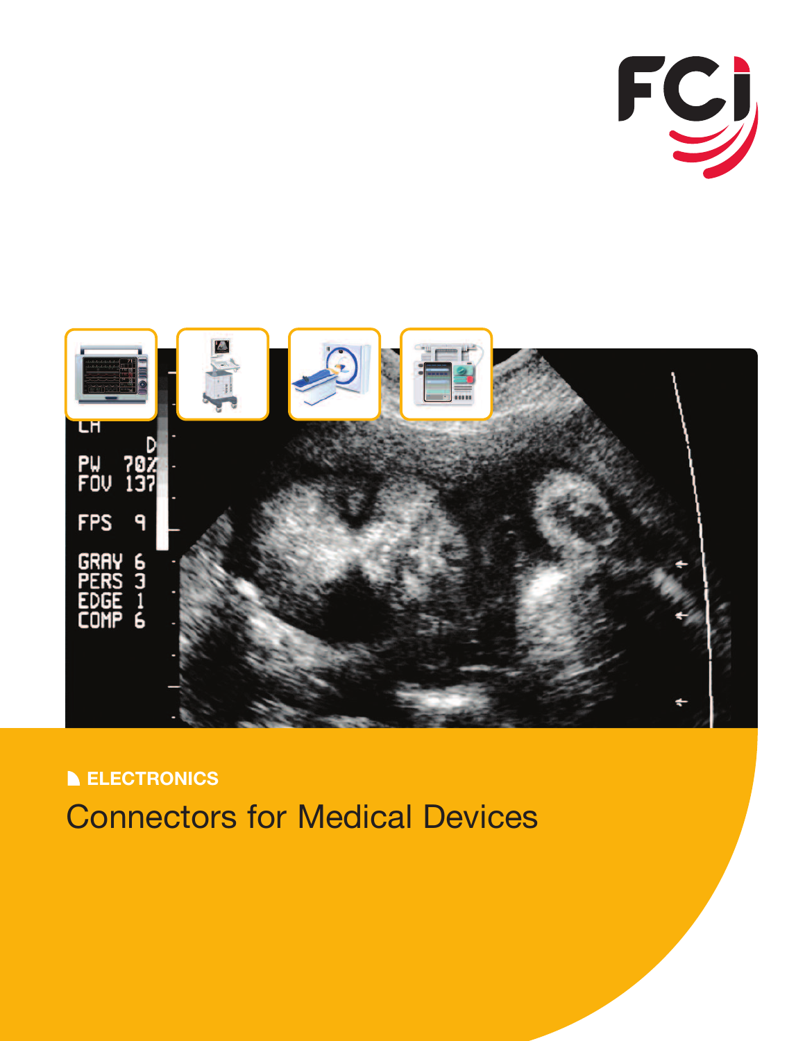FCI

ELECTRONICS

# Connectors for Medical Devices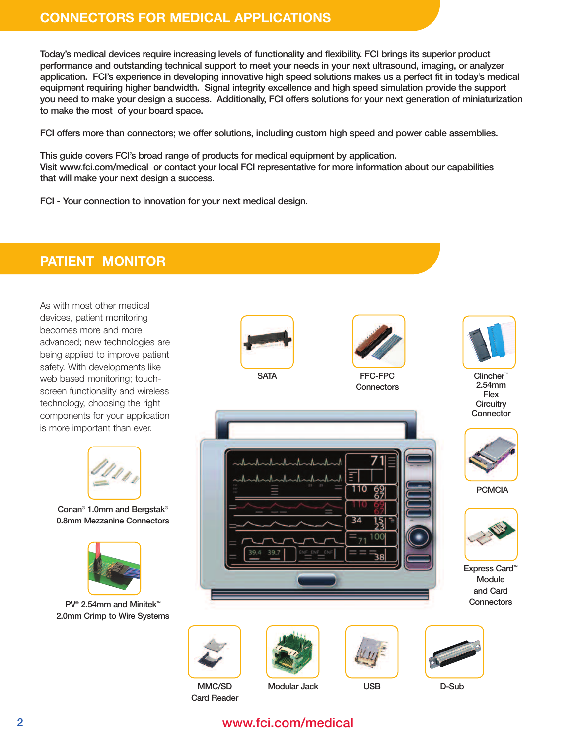# CONNECTORS FOR MEDICAL APPLICATIONS

Today's medical devices require increasing levels of functionality and flexibility. FCI brings its superior product performance and outstanding technical support to meet your needs in your next ultrasound, imaging, or analyzer application. FCI's experience in developing innovative high speed solutions makes us a perfect fit in today's medical equipment requiring higher bandwidth. Signal integrity excellence and high speed simulation provide the support you need to make your design a success. Additionally, FCI offers solutions for your next generation of miniaturization to make the most of your board space.

FCI offers more than connectors; we offer solutions, including custom high speed and power cable assemblies.

This guide covers FCI's broad range of products for medical equipment by application.
Visit www.fci.com/medical or contact your local FCI representative for more information about our capabilities that will make your next design a success.

FCI - Your connection to innovation for your next medical design.

# PATIENT MONITOR

As with most other medical devices, patient monitoring becomes more and more advanced; new technologies are being applied to improve patient safety. With developments like web based monitoring; touch-screen functionality and wireless technology, choosing the right components for your application is more important than ever.

Conan® 1.0mm and Bergstak® 0.8mm Mezzanine Connectors

PV® 2.54mm and Minitek™ 2.0mm Crimp to Wire Systems

SATA

FFC-FPC Connectors

Clincher™ 2.54mm Flex Circuitry Connector

PCMCIA

Express Card™ Module and Card Connectors

MMC/SD Card Reader

Modular Jack

USB

D-Sub

www.fci.com/medical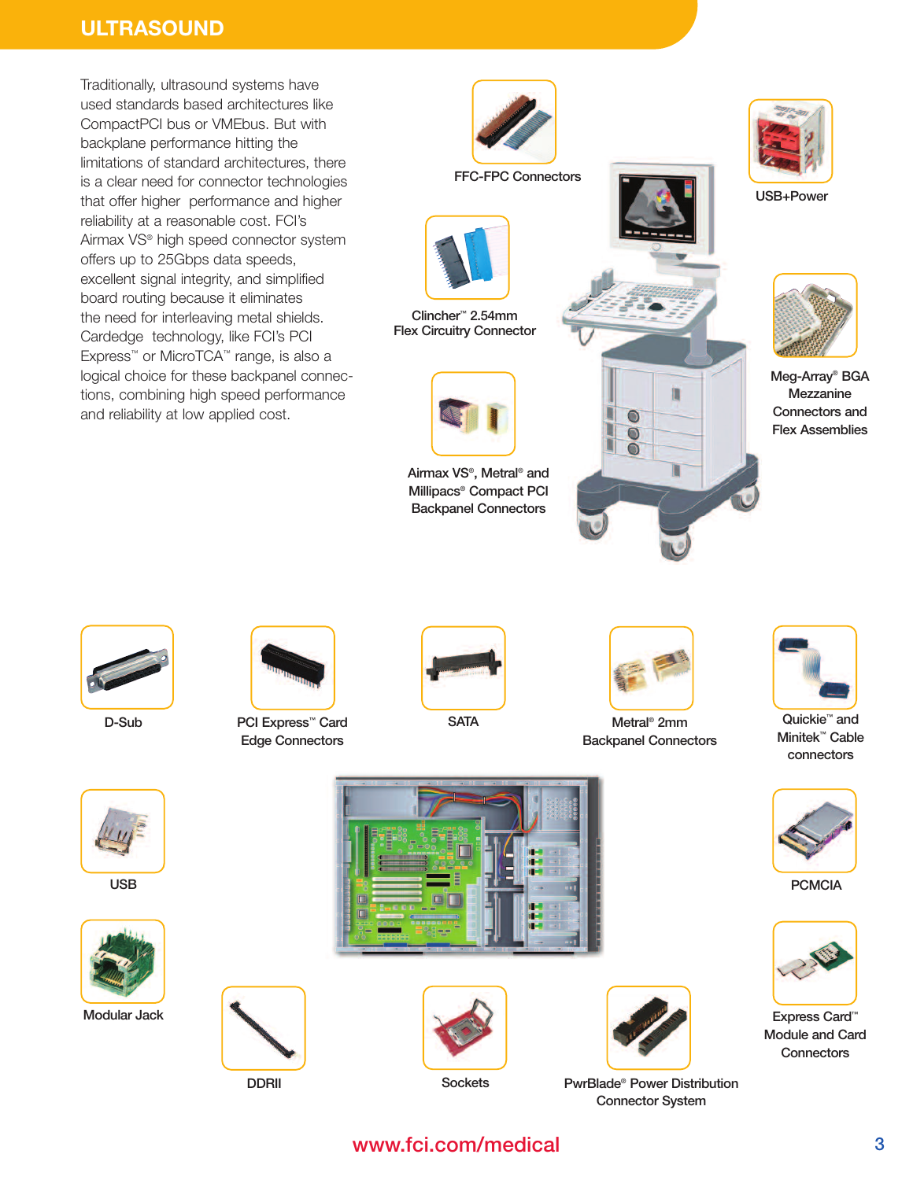# ULTRASOUND

Traditionally, ultrasound systems have used standards based architectures like CompactPCI bus or VMEbus. But with backplane performance hitting the limitations of standard architectures, there is a clear need for connector technologies that offer higher performance and higher reliability at a reasonable cost. FCI's Airmax VS® high speed connector system offers up to 25Gbps data speeds, excellent signal integrity, and simplified board routing because it eliminates the need for interleaving metal shields. Cardedge technology, like FCI's PCI Express™ or MicroTCA™ range, is also a logical choice for these backpanel connections, combining high speed performance and reliability at low applied cost.

FFC-FPC Connectors

USB+Power

Clincher™ 2.54mm Flex Circuitry Connector

Meg-Array® BGA Mezzanine Connectors and Flex Assemblies

Airmax VS®, Metral® and Millipacs® Compact PCI Backpanel Connectors

D-Sub

PCI Express™ Card Edge Connectors

SATA

Metral® 2mm Backpanel Connectors

Quickie™ and Minitek™ Cable connectors

USB

PCMCIA

Modular Jack

Express Card™ Module and Card Connectors

DDRII

Sockets

PwrBlade® Power Distribution Connector System

www.fci.com/medical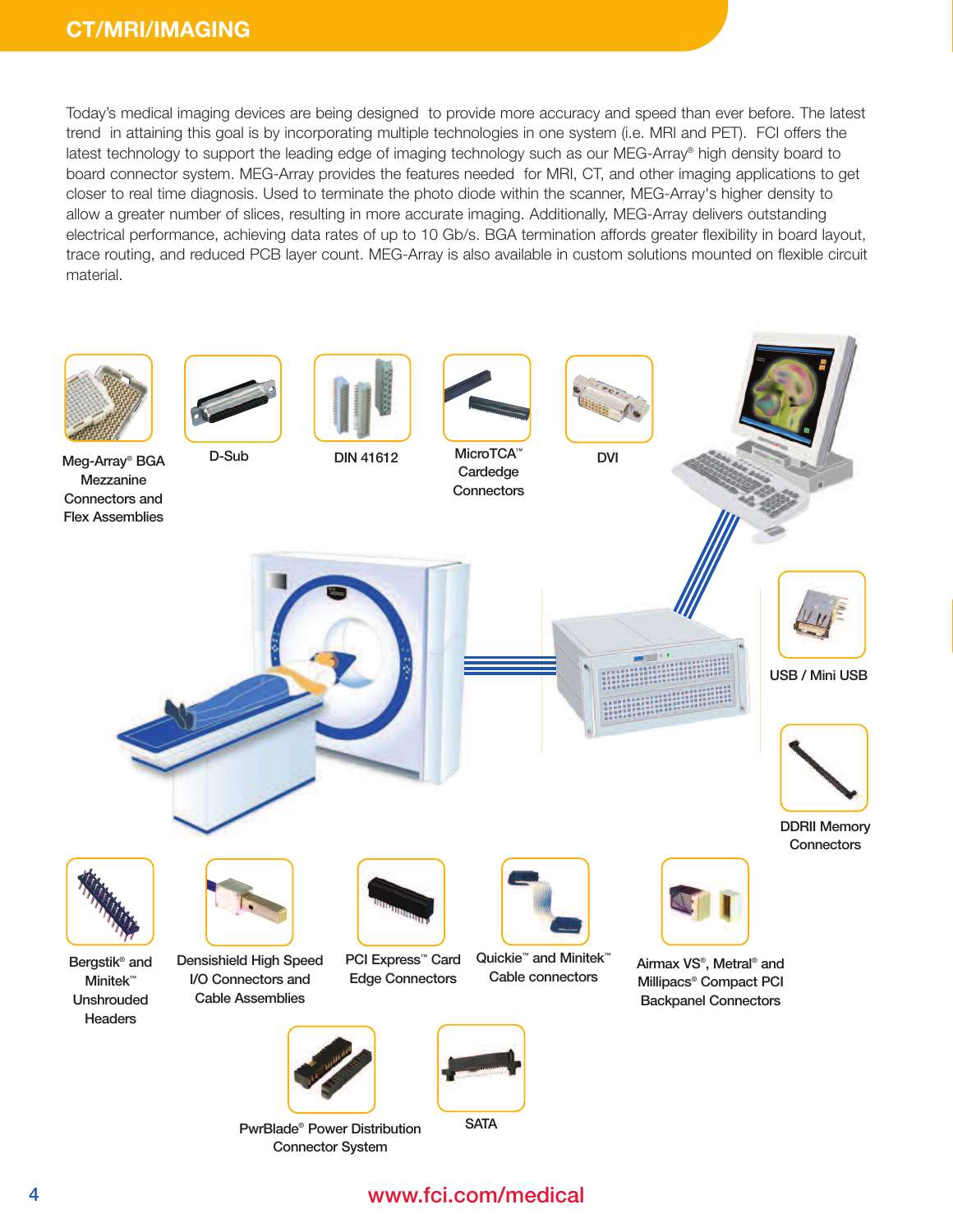# CT/MRI/IMAGING

Today's medical imaging devices are being designed to provide more accuracy and speed than ever before. The latest trend in attaining this goal is by incorporating multiple technologies in one system (i.e. MRI and PET). FCI offers the latest technology to support the leading edge of imaging technology such as our MEG-Array® high density board to board connector system. MEG-Array provides the features needed for MRI, CT, and other imaging applications to get closer to real time diagnosis. Used to terminate the photo diode within the scanner, MEG-Array's higher density to allow a greater number of slices, resulting in more accurate imaging. Additionally, MEG-Array delivers outstanding electrical performance, achieving data rates of up to 10 Gb/s. BGA termination affords greater flexibility in board layout, trace routing, and reduced PCB layer count. MEG-Array is also available in custom solutions mounted on flexible circuit material.

- Meg-Array® BGA Mezzanine Connectors and Flex Assemblies
- D-Sub
- DIN 41612
- MicroTCA™ Cardedge Connectors
- DVI
- USB / Mini USB
- DDRII Memory Connectors
- Bergstik® and Minitek™ Unshrouded Headers
- Densishield High Speed I/O Connectors and Cable Assemblies
- PCI Express™ Card Edge Connectors
- Quickie™ and Minitek™ Cable connectors
- Airmax VS®, Metral® and Millipacs® Compact PCI Backpanel Connectors
- PwrBlade® Power Distribution Connector System
- SATA

www.fci.com/medical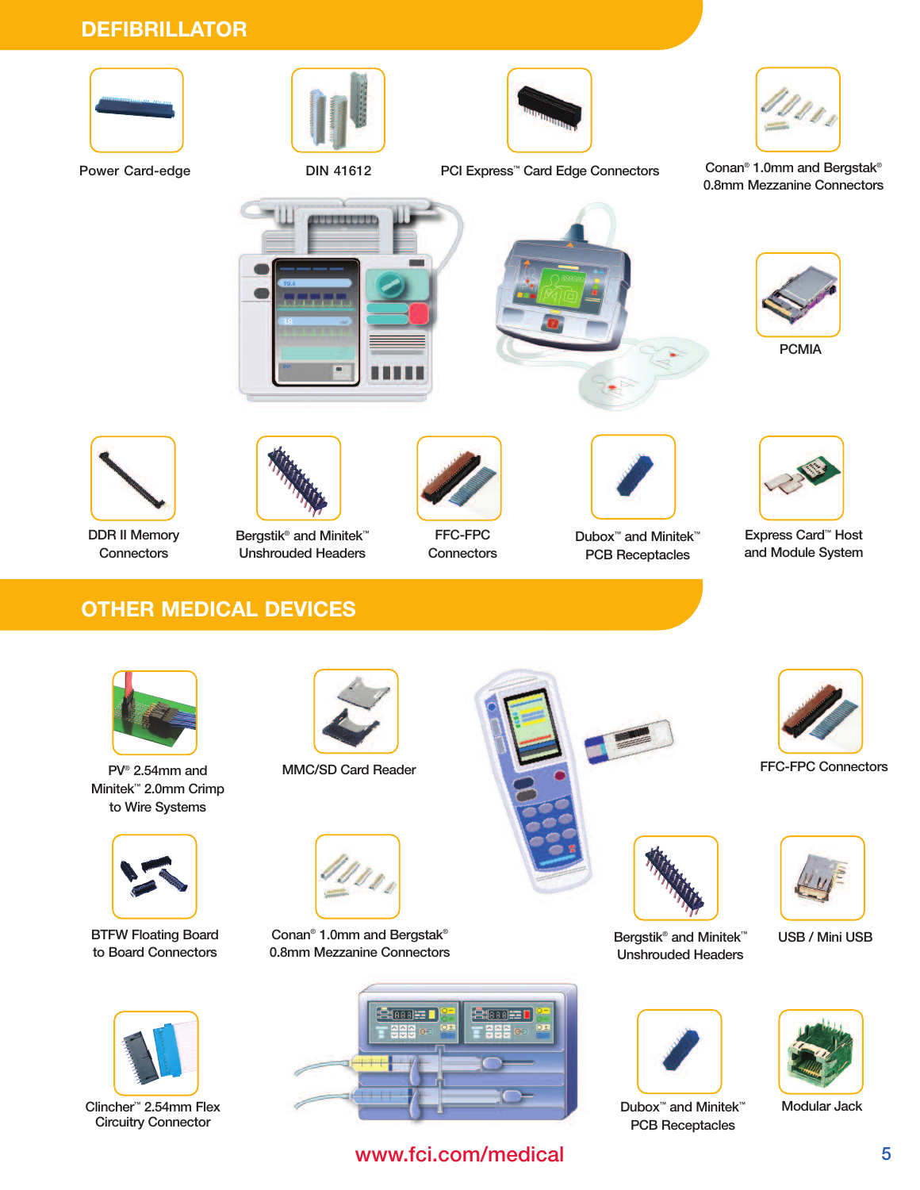## DEFIBRILLATOR

- Power Card-edge
- DIN 41612
- PCI Express™ Card Edge Connectors
- Conan® 1.0mm and Bergstak® 0.8mm Mezzanine Connectors
- PCMIA
- DDR II Memory Connectors
- Bergstik® and Minitek™ Unshrouded Headers
- FFC-FPC Connectors
- Dubox™ and Minitek™ PCB Receptacles
- Express Card™ Host and Module System

## OTHER MEDICAL DEVICES

- PV® 2.54mm and Minitek™ 2.0mm Crimp to Wire Systems
- MMC/SD Card Reader
- FFC-FPC Connectors
- BTFW Floating Board to Board Connectors
- Conan® 1.0mm and Bergstak® 0.8mm Mezzanine Connectors
- Bergstik® and Minitek™ Unshrouded Headers
- USB / Mini USB
- Clincher™ 2.54mm Flex Circuitry Connector
- Dubox™ and Minitek™ PCB Receptacles
- Modular Jack

www.fci.com/medical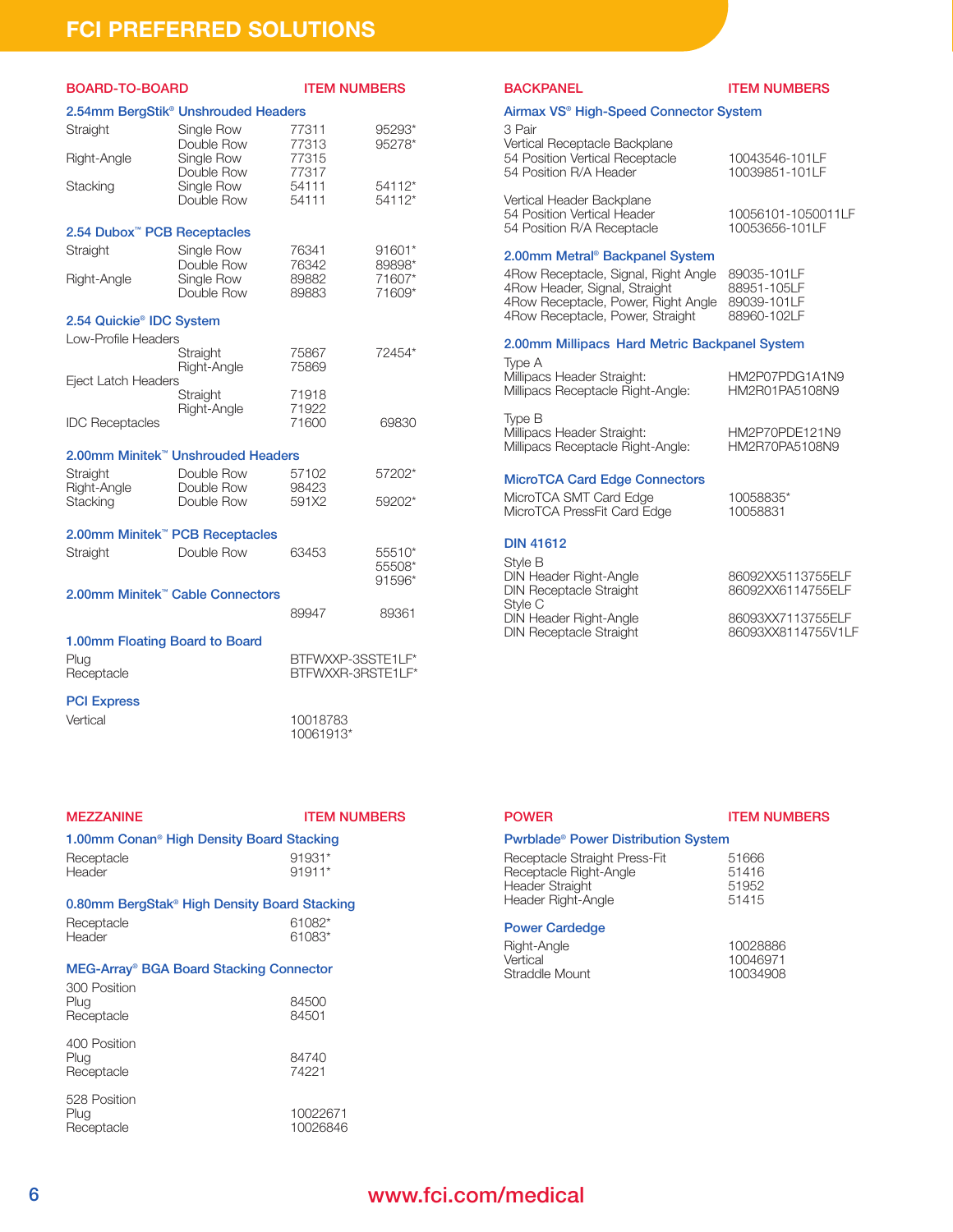# FCI PREFERRED SOLUTIONS

## BOARD-TO-BOARD

### 2.54mm BergStik® Unshrouded Headers

| Type | Row | Item Numbers | |
|---|---|---|---|
| Straight | Single Row | 77311 | 95293* |
| | Double Row | 77313 | 95278* |
| Right-Angle | Single Row | 77315 | |
| | Double Row | 77317 | |
| Stacking | Single Row | 54111 | 54112* |
| | Double Row | 54111 | 54112* |

### 2.54 Dubox™ PCB Receptacles

| Type | Row | Item Numbers | |
|---|---|---|---|
| Straight | Single Row | 76341 | 91601* |
| | Double Row | 76342 | 89898* |
| Right-Angle | Single Row | 89882 | 71607* |
| | Double Row | 89883 | 71609* |

### 2.54 Quickie® IDC System

| Type | | Item Numbers | |
|---|---|---|---|
| Low-Profile Headers | | | |
| | Straight | 75867 | 72454* |
| | Right-Angle | 75869 | |
| Eject Latch Headers | | | |
| | Straight | 71918 | |
| | Right-Angle | 71922 | |
| IDC Receptacles | | 71600 | 69830 |

### 2.00mm Minitek™ Unshrouded Headers

| Type | Row | Item Numbers | |
|---|---|---|---|
| Straight | Double Row | 57102 | 57202* |
| Right-Angle | Double Row | 98423 | |
| Stacking | Double Row | 591X2 | 59202* |

### 2.00mm Minitek™ PCB Receptacles

| Type | Row | Item Numbers | |
|---|---|---|---|
| Straight | Double Row | 63453 | 55510* |
| | | | 55508* |
| | | | 91596* |

### 2.00mm Minitek™ Cable Connectors

| Item Numbers | |
|---|---|
| 89947 | 89361 |

### 1.00mm Floating Board to Board

| Type | Item Numbers |
|---|---|
| Plug | BTFWXXP-3SSTE1LF* |
| Receptacle | BTFWXXR-3RSTE1LF* |

### PCI Express

| Type | Item Numbers |
|---|---|
| Vertical | 10018783 |
| | 10061913* |

## BACKPANEL

### Airmax VS® High-Speed Connector System

| Description | Item Numbers |
|---|---|
| 3 Pair | |
| Vertical Receptacle Backplane | |
| 54 Position Vertical Receptacle | 10043546-101LF |
| 54 Position R/A Header | 10039851-101LF |
| Vertical Header Backplane | |
| 54 Position Vertical Header | 10056101-1050011LF |
| 54 Position R/A Receptacle | 10053656-101LF |

### 2.00mm Metral® Backpanel System

| Description | Item Numbers |
|---|---|
| 4Row Receptacle, Signal, Right Angle | 89035-101LF |
| 4Row Header, Signal, Straight | 88951-105LF |
| 4Row Receptacle, Power, Right Angle | 89039-101LF |
| 4Row Receptacle, Power, Straight | 88960-102LF |

### 2.00mm Millipacs Hard Metric Backpanel System

| Description | Item Numbers |
|---|---|
| Type A | |
| Millipacs Header Straight: | HM2P07PDG1A1N9 |
| Millipacs Receptacle Right-Angle: | HM2R01PA5108N9 |
| Type B | |
| Millipacs Header Straight: | HM2P70PDE121N9 |
| Millipacs Receptacle Right-Angle: | HM2R70PA5108N9 |

### MicroTCA Card Edge Connectors

| Description | Item Numbers |
|---|---|
| MicroTCA SMT Card Edge | 10058835* |
| MicroTCA PressFit Card Edge | 10058831 |

### DIN 41612

| Description | Item Numbers |
|---|---|
| Style B | |
| DIN Header Right-Angle | 86092XX5113755ELF |
| DIN Receptacle Straight | 86092XX6114755ELF |
| Style C | |
| DIN Header Right-Angle | 86093XX7113755ELF |
| DIN Receptacle Straight | 86093XX8114755V1LF |

## MEZZANINE

### 1.00mm Conan® High Density Board Stacking

| Type | Item Numbers |
|---|---|
| Receptacle | 91931* |
| Header | 91911* |

### 0.80mm BergStak® High Density Board Stacking

| Type | Item Numbers |
|---|---|
| Receptacle | 61082* |
| Header | 61083* |

### MEG-Array® BGA Board Stacking Connector

| Type | Item Numbers |
|---|---|
| 300 Position | |
| Plug | 84500 |
| Receptacle | 84501 |
| 400 Position | |
| Plug | 84740 |
| Receptacle | 74221 |
| 528 Position | |
| Plug | 10022671 |
| Receptacle | 10026846 |

## POWER

### Pwrblade® Power Distribution System

| Type | Item Numbers |
|---|---|
| Receptacle Straight Press-Fit | 51666 |
| Receptacle Right-Angle | 51416 |
| Header Straight | 51952 |
| Header Right-Angle | 51415 |

### Power Cardedge

| Type | Item Numbers |
|---|---|
| Right-Angle | 10028886 |
| Vertical | 10046971 |
| Straddle Mount | 10034908 |

www.fci.com/medical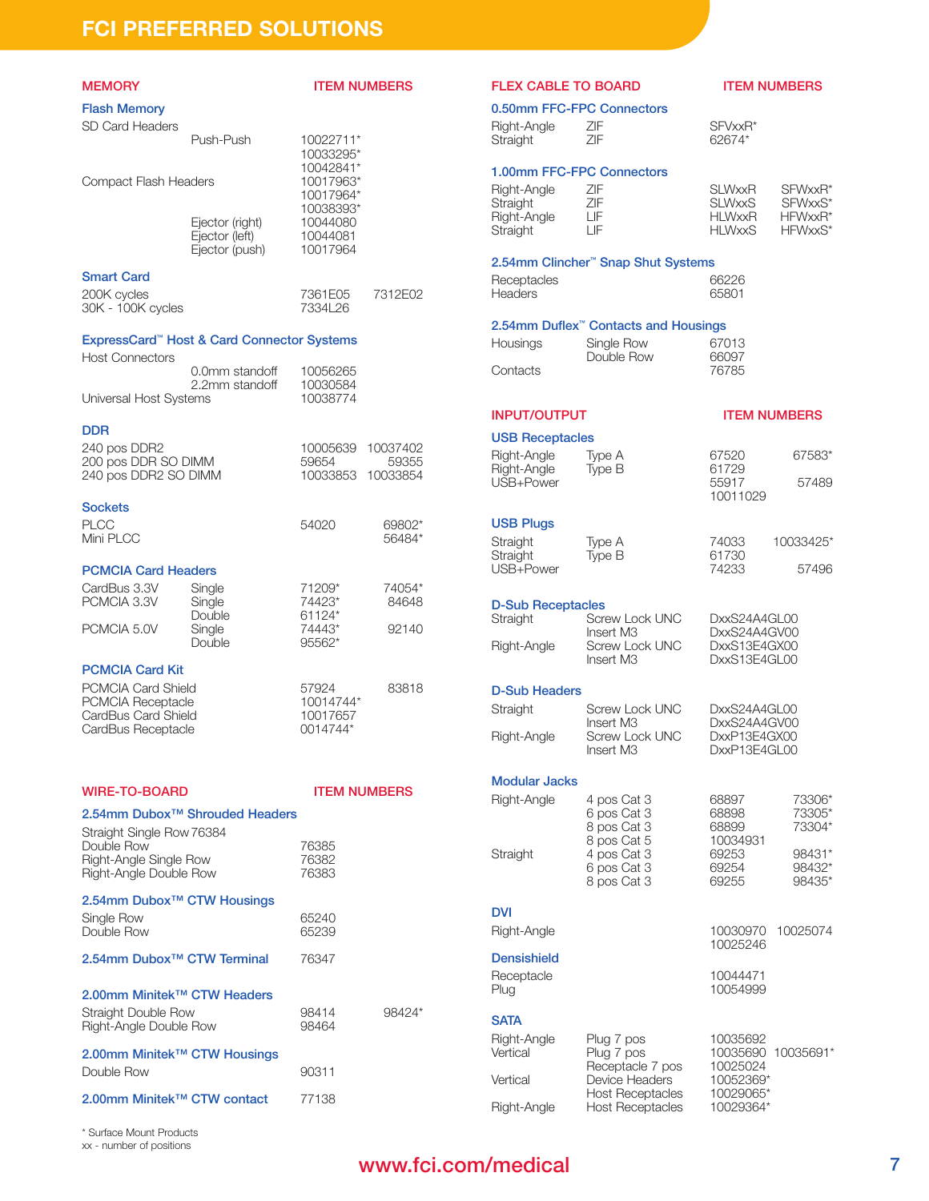# FCI PREFERRED SOLUTIONS

## MEMORY

### Flash Memory

| | | ITEM NUMBERS | |
|---|---|---|---|
| SD Card Headers | Push-Push | 10022711* | |
| | | 10033295* | |
| | | 10042841* | |
| Compact Flash Headers | | 10017963* | |
| | | 10017964* | |
| | | 10038393* | |
| | Ejector (right) | 10044080 | |
| | Ejector (left) | 10044081 | |
| | Ejector (push) | 10017964 | |

### Smart Card

| | | ITEM NUMBERS | |
|---|---|---|---|
| 200K cycles | | 7361E05 | 7312E02 |
| 30K - 100K cycles | | 7334L26 | |

### ExpressCard™ Host & Card Connector Systems

| | | ITEM NUMBERS | |
|---|---|---|---|
| Host Connectors | | | |
| | 0.0mm standoff | 10056265 | |
| | 2.2mm standoff | 10030584 | |
| Universal Host Systems | | 10038774 | |

### DDR

| | ITEM NUMBERS | |
|---|---|---|
| 240 pos DDR2 | 10005639 | 10037402 |
| 200 pos DDR SO DIMM | 59654 | 59355 |
| 240 pos DDR2 SO DIMM | 10033853 | 10033854 |

### Sockets

| | ITEM NUMBERS | |
|---|---|---|
| PLCC | 54020 | 69802* |
| Mini PLCC | | 56484* |

### PCMCIA Card Headers

| | | ITEM NUMBERS | |
|---|---|---|---|
| CardBus 3.3V | Single | 71209* | 74054* |
| PCMCIA 3.3V | Single | 74423* | 84648 |
| | Double | 61124* | |
| PCMCIA 5.0V | Single | 74443* | 92140 |
| | Double | 95562* | |

### PCMCIA Card Kit

| | ITEM NUMBERS | |
|---|---|---|
| PCMCIA Card Shield | 57924 | 83818 |
| PCMCIA Receptacle | 10014744* | |
| CardBus Card Shield | 10017657 | |
| CardBus Receptacle | 0014744* | |

## WIRE-TO-BOARD

### 2.54mm Dubox™ Shrouded Headers

| | ITEM NUMBERS | |
|---|---|---|
| Straight Single Row | 76384 | |
| Double Row | 76385 | |
| Right-Angle Single Row | 76382 | |
| Right-Angle Double Row | 76383 | |

### 2.54mm Dubox™ CTW Housings

| | ITEM NUMBERS |
|---|---|
| Single Row | 65240 |
| Double Row | 65239 |

### 2.54mm Dubox™ CTW Terminal

76347

### 2.00mm Minitek™ CTW Headers

| | ITEM NUMBERS | |
|---|---|---|
| Straight Double Row | 98414 | 98424* |
| Right-Angle Double Row | 98464 | |

### 2.00mm Minitek™ CTW Housings

| | ITEM NUMBERS |
|---|---|
| Double Row | 90311 |

### 2.00mm Minitek™ CTW contact

77138

* Surface Mount Products
xx - number of positions

## FLEX CABLE TO BOARD

### 0.50mm FFC-FPC Connectors

| | | ITEM NUMBERS | |
|---|---|---|---|
| Right-Angle | ZIF | SFVxxR* | |
| Straight | ZIF | 62674* | |

### 1.00mm FFC-FPC Connectors

| | | ITEM NUMBERS | |
|---|---|---|---|
| Right-Angle | ZIF | SLWxxR | SFWxxR* |
| Straight | ZIF | SLWxxS | SFWxxS* |
| Right-Angle | LIF | HLWxxR | HFWxxR* |
| Straight | LIF | HLWxxS | HFWxxS* |

### 2.54mm Clincher™ Snap Shut Systems

| | ITEM NUMBERS |
|---|---|
| Receptacles | 66226 |
| Headers | 65801 |

### 2.54mm Duflex™ Contacts and Housings

| | | ITEM NUMBERS |
|---|---|---|
| Housings | Single Row | 67013 |
| | Double Row | 66097 |
| Contacts | | 76785 |

## INPUT/OUTPUT

### USB Receptacles

| | | ITEM NUMBERS | |
|---|---|---|---|
| Right-Angle | Type A | 67520 | 67583* |
| Right-Angle | Type B | 61729 | |
| USB+Power | | 55917 | 57489 |
| | | 10011029 | |

### USB Plugs

| | | ITEM NUMBERS | |
|---|---|---|---|
| Straight | Type A | 74033 | 10033425* |
| Straight | Type B | 61730 | |
| USB+Power | | 74233 | 57496 |

### D-Sub Receptacles

| | | ITEM NUMBERS |
|---|---|---|
| Straight | Screw Lock UNC | DxxS24A4GL00 |
| | Insert M3 | DxxS24A4GV00 |
| Right-Angle | Screw Lock UNC | DxxS13E4GX00 |
| | Insert M3 | DxxS13E4GL00 |

### D-Sub Headers

| | | ITEM NUMBERS |
|---|---|---|
| Straight | Screw Lock UNC | DxxS24A4GL00 |
| | Insert M3 | DxxS24A4GV00 |
| Right-Angle | Screw Lock UNC | DxxP13E4GX00 |
| | Insert M3 | DxxP13E4GL00 |

### Modular Jacks

| | | ITEM NUMBERS | |
|---|---|---|---|
| Right-Angle | 4 pos Cat 3 | 68897 | 73306* |
| | 6 pos Cat 3 | 68898 | 73305* |
| | 8 pos Cat 3 | 68899 | 73304* |
| | 8 pos Cat 5 | 10034931 | |
| Straight | 4 pos Cat 3 | 69253 | 98431* |
| | 6 pos Cat 3 | 69254 | 98432* |
| | 8 pos Cat 3 | 69255 | 98435* |

### DVI

| | ITEM NUMBERS | |
|---|---|---|
| Right-Angle | 10030970 | 10025074 |
| | 10025246 | |

### Densishield

| | ITEM NUMBERS |
|---|---|
| Receptacle | 10044471 |
| Plug | 10054999 |

### SATA

| | | ITEM NUMBERS | |
|---|---|---|---|
| Right-Angle | Plug 7 pos | 10035692 | |
| Vertical | Plug 7 pos | 10035690 | 10035691* |
| | Receptacle 7 pos | 10025024 | |
| Vertical | Device Headers | 10052369* | |
| | Host Receptacles | 10029065* | |
| Right-Angle | Host Receptacles | 10029364* | |

www.fci.com/medical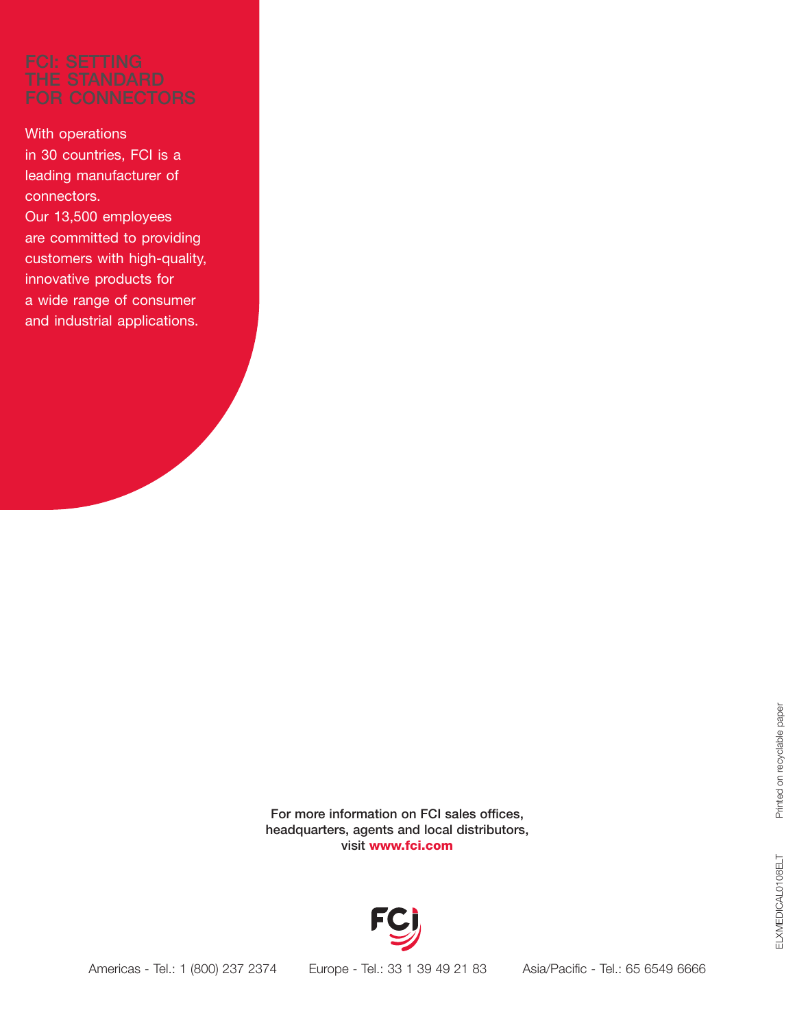# FCI: SETTING THE STANDARD FOR CONNECTORS

With operations in 30 countries, FCI is a leading manufacturer of connectors. Our 13,500 employees are committed to providing customers with high-quality, innovative products for a wide range of consumer and industrial applications.

**For more information on FCI sales offices, headquarters, agents and local distributors, visit www.fci.com**

Americas - Tel.: 1 (800) 237 2374 Europe - Tel.: 33 1 39 49 21 83 Asia/Pacific - Tel.: 65 6549 6666

ELXMEDICAL0108ELT Printed on recyclable paper